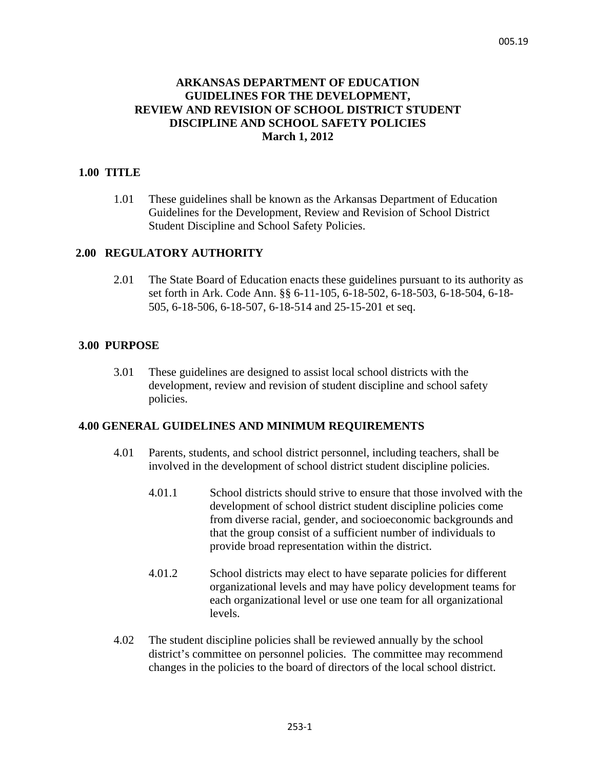# ARKANSAS DEPARTMENT OF EDUCATION GUIDELINES FOR THE DEVELOPMENT, REVIEW AND REVISION OF SCHOOL DISTRICT STUDENT DISCIPLINE AND SCHOOL SAFETY POLICIES

**March 1, 2012**

## 1.00 TITLE

1.01 These guidelines shall be known as the Arkansas Department of Education Guidelines for the Development, Review and Revision of School District Student Discipline and School Safety Policies.

## 2.00 REGULATORY AUTHORITY

2.01 The State Board of Education enacts these guidelines pursuant to its authority as set forth in Ark. Code Ann. §§ 6-11-105, 6-18-502, 6-18-503, 6-18-504, 6-18-505, 6-18-506, 6-18-507, 6-18-514 and 25-15-201 et seq.

## 3.00 PURPOSE

3.01 These guidelines are designed to assist local school districts with the development, review and revision of student discipline and school safety policies.

## 4.00 GENERAL GUIDELINES AND MINIMUM REQUIREMENTS

4.01 Parents, students, and school district personnel, including teachers, shall be involved in the development of school district student discipline policies.

4.01.1 School districts should strive to ensure that those involved with the development of school district student discipline policies come from diverse racial, gender, and socioeconomic backgrounds and that the group consist of a sufficient number of individuals to provide broad representation within the district.

4.01.2 School districts may elect to have separate policies for different organizational levels and may have policy development teams for each organizational level or use one team for all organizational levels.

4.02 The student discipline policies shall be reviewed annually by the school district's committee on personnel policies. The committee may recommend changes in the policies to the board of directors of the local school district.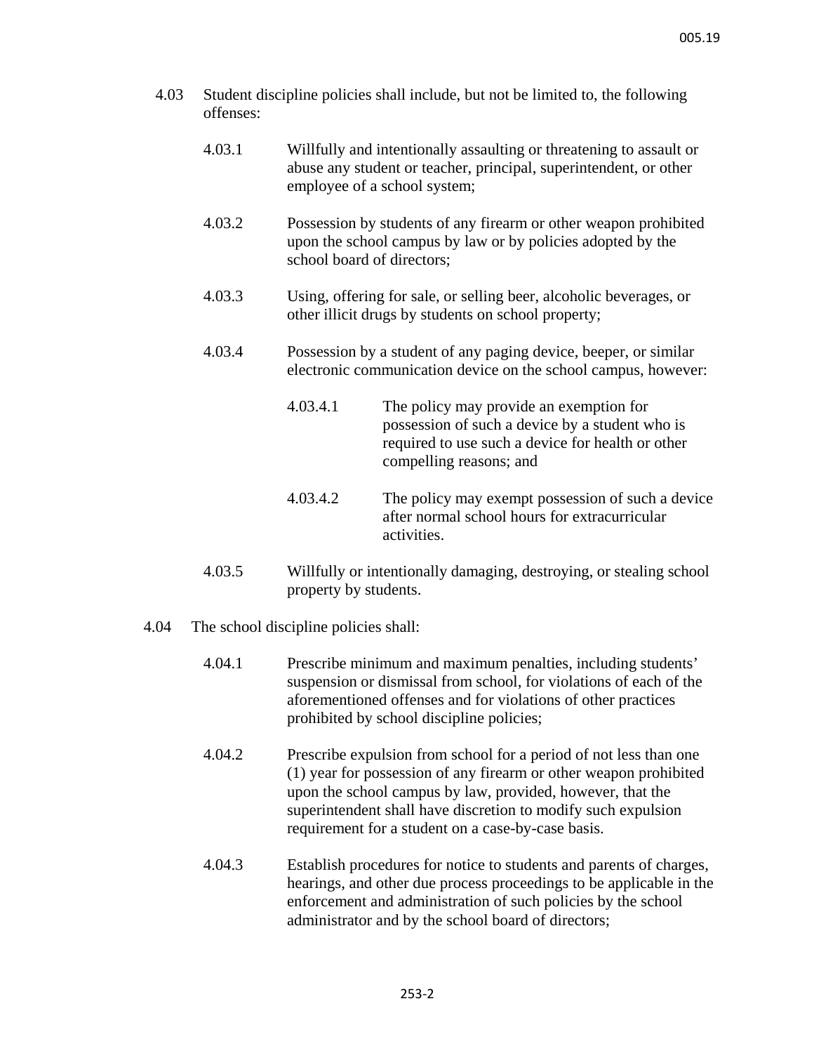4.03 Student discipline policies shall include, but not be limited to, the following offenses:

4.03.1 Willfully and intentionally assaulting or threatening to assault or abuse any student or teacher, principal, superintendent, or other employee of a school system;

4.03.2 Possession by students of any firearm or other weapon prohibited upon the school campus by law or by policies adopted by the school board of directors;

4.03.3 Using, offering for sale, or selling beer, alcoholic beverages, or other illicit drugs by students on school property;

4.03.4 Possession by a student of any paging device, beeper, or similar electronic communication device on the school campus, however:

4.03.4.1 The policy may provide an exemption for possession of such a device by a student who is required to use such a device for health or other compelling reasons; and

4.03.4.2 The policy may exempt possession of such a device after normal school hours for extracurricular activities.

4.03.5 Willfully or intentionally damaging, destroying, or stealing school property by students.

4.04 The school discipline policies shall:

4.04.1 Prescribe minimum and maximum penalties, including students' suspension or dismissal from school, for violations of each of the aforementioned offenses and for violations of other practices prohibited by school discipline policies;

4.04.2 Prescribe expulsion from school for a period of not less than one (1) year for possession of any firearm or other weapon prohibited upon the school campus by law, provided, however, that the superintendent shall have discretion to modify such expulsion requirement for a student on a case-by-case basis.

4.04.3 Establish procedures for notice to students and parents of charges, hearings, and other due process proceedings to be applicable in the enforcement and administration of such policies by the school administrator and by the school board of directors;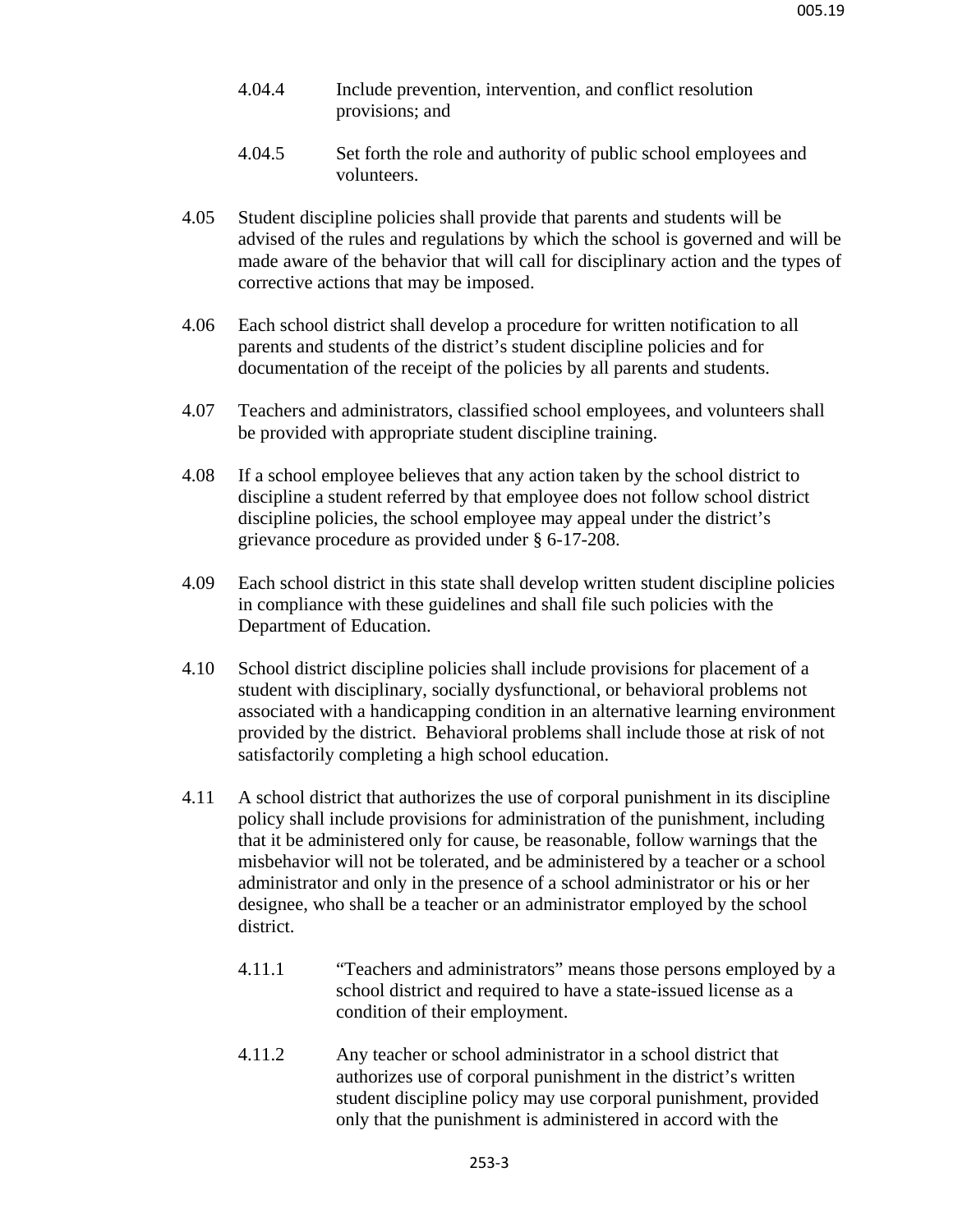4.04.4 Include prevention, intervention, and conflict resolution provisions; and

4.04.5 Set forth the role and authority of public school employees and volunteers.

4.05 Student discipline policies shall provide that parents and students will be advised of the rules and regulations by which the school is governed and will be made aware of the behavior that will call for disciplinary action and the types of corrective actions that may be imposed.

4.06 Each school district shall develop a procedure for written notification to all parents and students of the district's student discipline policies and for documentation of the receipt of the policies by all parents and students.

4.07 Teachers and administrators, classified school employees, and volunteers shall be provided with appropriate student discipline training.

4.08 If a school employee believes that any action taken by the school district to discipline a student referred by that employee does not follow school district discipline policies, the school employee may appeal under the district's grievance procedure as provided under § 6-17-208.

4.09 Each school district in this state shall develop written student discipline policies in compliance with these guidelines and shall file such policies with the Department of Education.

4.10 School district discipline policies shall include provisions for placement of a student with disciplinary, socially dysfunctional, or behavioral problems not associated with a handicapping condition in an alternative learning environment provided by the district. Behavioral problems shall include those at risk of not satisfactorily completing a high school education.

4.11 A school district that authorizes the use of corporal punishment in its discipline policy shall include provisions for administration of the punishment, including that it be administered only for cause, be reasonable, follow warnings that the misbehavior will not be tolerated, and be administered by a teacher or a school administrator and only in the presence of a school administrator or his or her designee, who shall be a teacher or an administrator employed by the school district.

4.11.1 "Teachers and administrators" means those persons employed by a school district and required to have a state-issued license as a condition of their employment.

4.11.2 Any teacher or school administrator in a school district that authorizes use of corporal punishment in the district's written student discipline policy may use corporal punishment, provided only that the punishment is administered in accord with the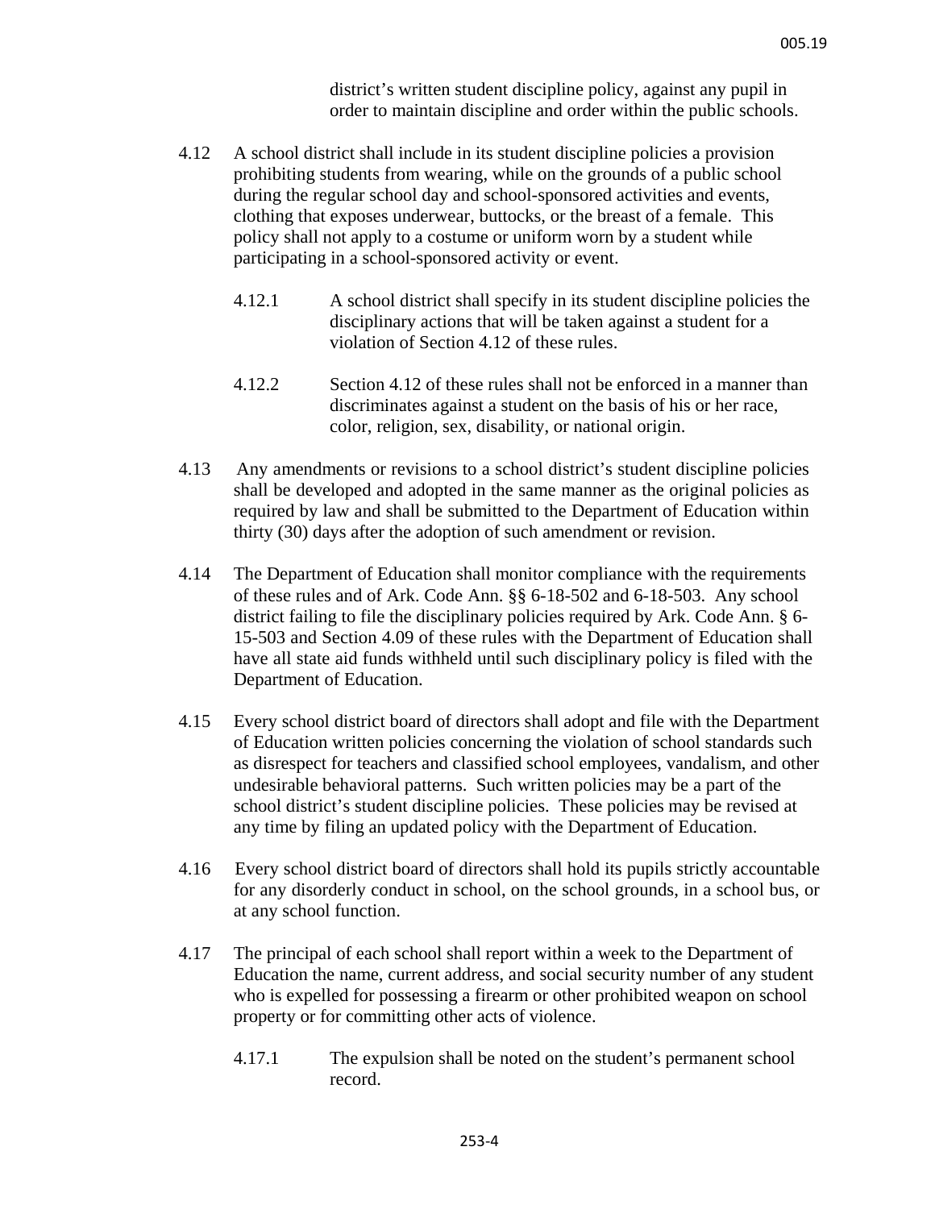district's written student discipline policy, against any pupil in order to maintain discipline and order within the public schools.

4.12 A school district shall include in its student discipline policies a provision prohibiting students from wearing, while on the grounds of a public school during the regular school day and school-sponsored activities and events, clothing that exposes underwear, buttocks, or the breast of a female. This policy shall not apply to a costume or uniform worn by a student while participating in a school-sponsored activity or event.

4.12.1 A school district shall specify in its student discipline policies the disciplinary actions that will be taken against a student for a violation of Section 4.12 of these rules.

4.12.2 Section 4.12 of these rules shall not be enforced in a manner than discriminates against a student on the basis of his or her race, color, religion, sex, disability, or national origin.

4.13 Any amendments or revisions to a school district's student discipline policies shall be developed and adopted in the same manner as the original policies as required by law and shall be submitted to the Department of Education within thirty (30) days after the adoption of such amendment or revision.

4.14 The Department of Education shall monitor compliance with the requirements of these rules and of Ark. Code Ann. §§ 6-18-502 and 6-18-503. Any school district failing to file the disciplinary policies required by Ark. Code Ann. § 6-15-503 and Section 4.09 of these rules with the Department of Education shall have all state aid funds withheld until such disciplinary policy is filed with the Department of Education.

4.15 Every school district board of directors shall adopt and file with the Department of Education written policies concerning the violation of school standards such as disrespect for teachers and classified school employees, vandalism, and other undesirable behavioral patterns. Such written policies may be a part of the school district's student discipline policies. These policies may be revised at any time by filing an updated policy with the Department of Education.

4.16 Every school district board of directors shall hold its pupils strictly accountable for any disorderly conduct in school, on the school grounds, in a school bus, or at any school function.

4.17 The principal of each school shall report within a week to the Department of Education the name, current address, and social security number of any student who is expelled for possessing a firearm or other prohibited weapon on school property or for committing other acts of violence.

4.17.1 The expulsion shall be noted on the student's permanent school record.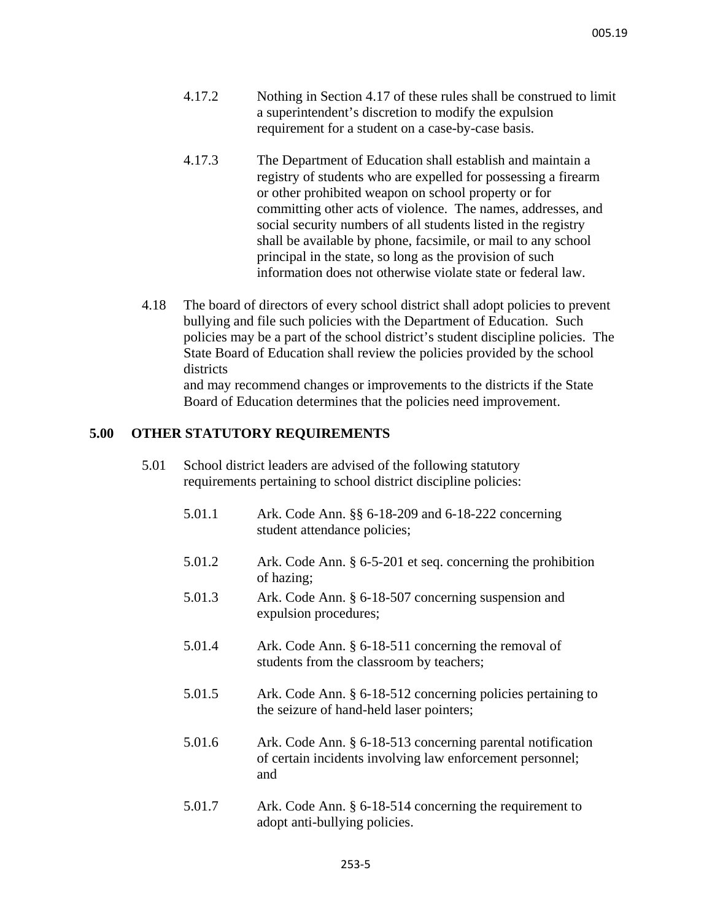4.17.2 Nothing in Section 4.17 of these rules shall be construed to limit a superintendent's discretion to modify the expulsion requirement for a student on a case-by-case basis.

4.17.3 The Department of Education shall establish and maintain a registry of students who are expelled for possessing a firearm or other prohibited weapon on school property or for committing other acts of violence. The names, addresses, and social security numbers of all students listed in the registry shall be available by phone, facsimile, or mail to any school principal in the state, so long as the provision of such information does not otherwise violate state or federal law.

4.18 The board of directors of every school district shall adopt policies to prevent bullying and file such policies with the Department of Education. Such policies may be a part of the school district's student discipline policies. The State Board of Education shall review the policies provided by the school districts and may recommend changes or improvements to the districts if the State Board of Education determines that the policies need improvement.

## 5.00 OTHER STATUTORY REQUIREMENTS

5.01 School district leaders are advised of the following statutory requirements pertaining to school district discipline policies:

5.01.1 Ark. Code Ann. §§ 6-18-209 and 6-18-222 concerning student attendance policies;

5.01.2 Ark. Code Ann. § 6-5-201 et seq. concerning the prohibition of hazing;

5.01.3 Ark. Code Ann. § 6-18-507 concerning suspension and expulsion procedures;

5.01.4 Ark. Code Ann. § 6-18-511 concerning the removal of students from the classroom by teachers;

5.01.5 Ark. Code Ann. § 6-18-512 concerning policies pertaining to the seizure of hand-held laser pointers;

5.01.6 Ark. Code Ann. § 6-18-513 concerning parental notification of certain incidents involving law enforcement personnel; and

5.01.7 Ark. Code Ann. § 6-18-514 concerning the requirement to adopt anti-bullying policies.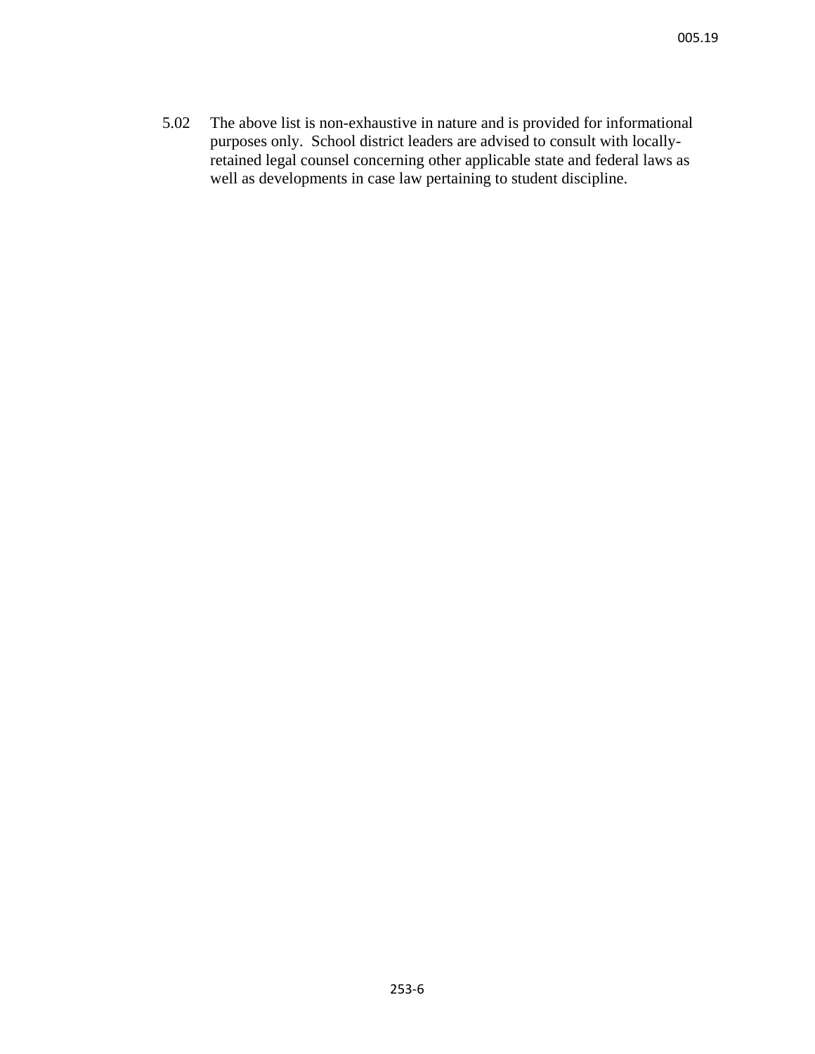5.02 The above list is non-exhaustive in nature and is provided for informational purposes only. School district leaders are advised to consult with locally-retained legal counsel concerning other applicable state and federal laws as well as developments in case law pertaining to student discipline.